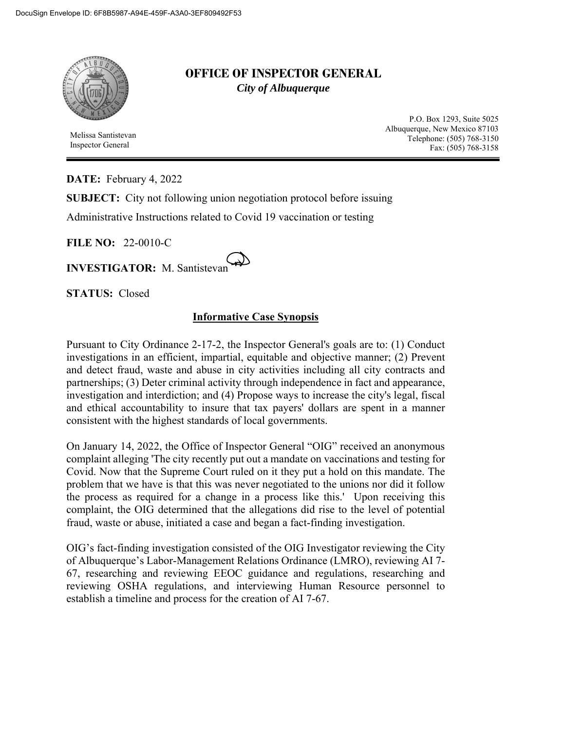# OFFICE OF INSPECTOR GENERAL

***City of Albuquerque***

Melissa Santistevan
Inspector General

P.O. Box 1293, Suite 5025
Albuquerque, New Mexico 87103
Telephone: (505) 768-3150
Fax: (505) 768-3158

**DATE:** February 4, 2022

**SUBJECT:** City not following union negotiation protocol before issuing Administrative Instructions related to Covid 19 vaccination or testing

**FILE NO:** 22-0010-C

**INVESTIGATOR:** M. Santistevan

**STATUS:** Closed

## Informative Case Synopsis

Pursuant to City Ordinance 2-17-2, the Inspector General's goals are to: (1) Conduct investigations in an efficient, impartial, equitable and objective manner; (2) Prevent and detect fraud, waste and abuse in city activities including all city contracts and partnerships; (3) Deter criminal activity through independence in fact and appearance, investigation and interdiction; and (4) Propose ways to increase the city's legal, fiscal and ethical accountability to insure that tax payers' dollars are spent in a manner consistent with the highest standards of local governments.

On January 14, 2022, the Office of Inspector General "OIG" received an anonymous complaint alleging 'The city recently put out a mandate on vaccinations and testing for Covid. Now that the Supreme Court ruled on it they put a hold on this mandate. The problem that we have is that this was never negotiated to the unions nor did it follow the process as required for a change in a process like this.' Upon receiving this complaint, the OIG determined that the allegations did rise to the level of potential fraud, waste or abuse, initiated a case and began a fact-finding investigation.

OIG's fact-finding investigation consisted of the OIG Investigator reviewing the City of Albuquerque's Labor-Management Relations Ordinance (LMRO), reviewing AI 7-67, researching and reviewing EEOC guidance and regulations, researching and reviewing OSHA regulations, and interviewing Human Resource personnel to establish a timeline and process for the creation of AI 7-67.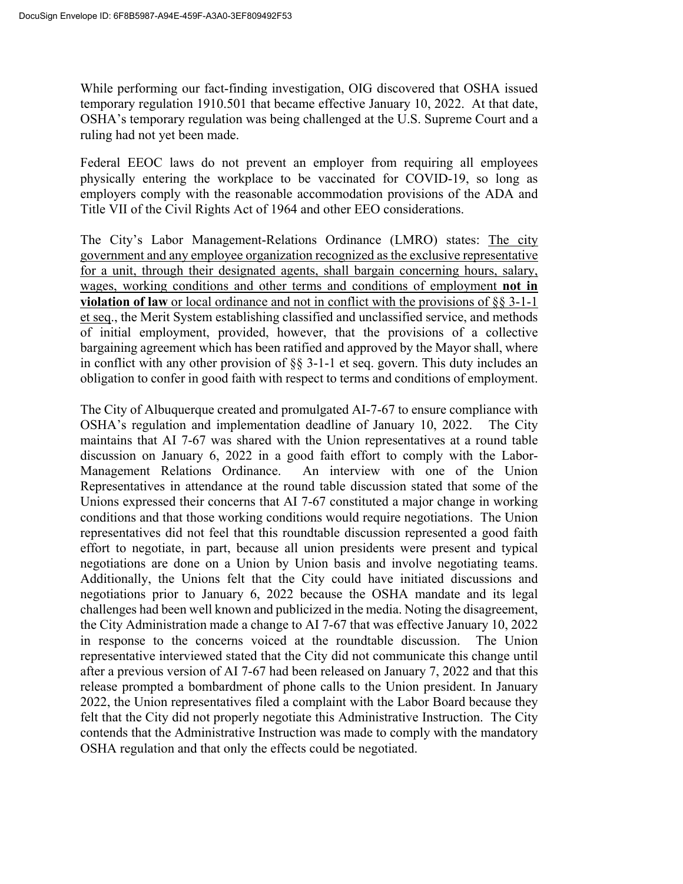While performing our fact-finding investigation, OIG discovered that OSHA issued temporary regulation 1910.501 that became effective January 10, 2022. At that date, OSHA's temporary regulation was being challenged at the U.S. Supreme Court and a ruling had not yet been made.

Federal EEOC laws do not prevent an employer from requiring all employees physically entering the workplace to be vaccinated for COVID-19, so long as employers comply with the reasonable accommodation provisions of the ADA and Title VII of the Civil Rights Act of 1964 and other EEO considerations.

The City's Labor Management-Relations Ordinance (LMRO) states: <u>The city government and any employee organization recognized as the exclusive representative for a unit, through their designated agents, shall bargain concerning hours, salary, wages, working conditions and other terms and conditions of employment **not in violation of law** or local ordinance and not in conflict with the provisions of §§ 3-1-1 et seq.</u>, the Merit System establishing classified and unclassified service, and methods of initial employment, provided, however, that the provisions of a collective bargaining agreement which has been ratified and approved by the Mayor shall, where in conflict with any other provision of §§ 3-1-1 et seq. govern. This duty includes an obligation to confer in good faith with respect to terms and conditions of employment.

The City of Albuquerque created and promulgated AI-7-67 to ensure compliance with OSHA's regulation and implementation deadline of January 10, 2022. The City maintains that AI 7-67 was shared with the Union representatives at a round table discussion on January 6, 2022 in a good faith effort to comply with the Labor-Management Relations Ordinance. An interview with one of the Union Representatives in attendance at the round table discussion stated that some of the Unions expressed their concerns that AI 7-67 constituted a major change in working conditions and that those working conditions would require negotiations. The Union representatives did not feel that this roundtable discussion represented a good faith effort to negotiate, in part, because all union presidents were present and typical negotiations are done on a Union by Union basis and involve negotiating teams. Additionally, the Unions felt that the City could have initiated discussions and negotiations prior to January 6, 2022 because the OSHA mandate and its legal challenges had been well known and publicized in the media. Noting the disagreement, the City Administration made a change to AI 7-67 that was effective January 10, 2022 in response to the concerns voiced at the roundtable discussion. The Union representative interviewed stated that the City did not communicate this change until after a previous version of AI 7-67 had been released on January 7, 2022 and that this release prompted a bombardment of phone calls to the Union president. In January 2022, the Union representatives filed a complaint with the Labor Board because they felt that the City did not properly negotiate this Administrative Instruction. The City contends that the Administrative Instruction was made to comply with the mandatory OSHA regulation and that only the effects could be negotiated.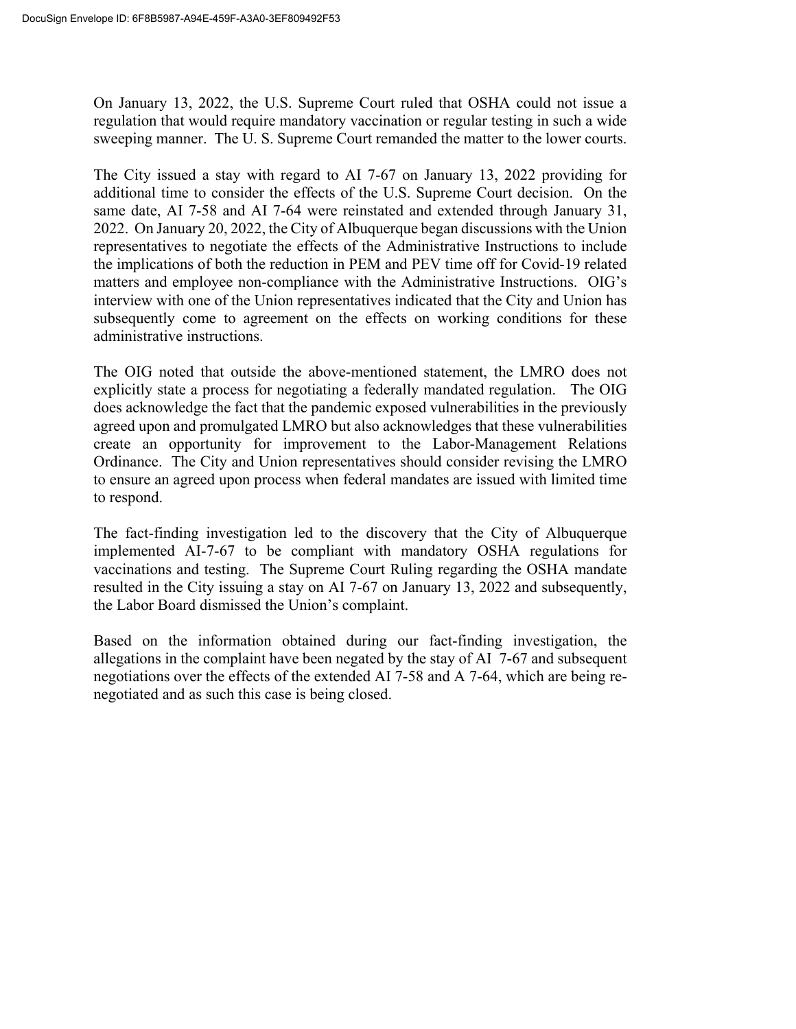On January 13, 2022, the U.S. Supreme Court ruled that OSHA could not issue a regulation that would require mandatory vaccination or regular testing in such a wide sweeping manner. The U. S. Supreme Court remanded the matter to the lower courts.

The City issued a stay with regard to AI 7-67 on January 13, 2022 providing for additional time to consider the effects of the U.S. Supreme Court decision. On the same date, AI 7-58 and AI 7-64 were reinstated and extended through January 31, 2022. On January 20, 2022, the City of Albuquerque began discussions with the Union representatives to negotiate the effects of the Administrative Instructions to include the implications of both the reduction in PEM and PEV time off for Covid-19 related matters and employee non-compliance with the Administrative Instructions. OIG's interview with one of the Union representatives indicated that the City and Union has subsequently come to agreement on the effects on working conditions for these administrative instructions.

The OIG noted that outside the above-mentioned statement, the LMRO does not explicitly state a process for negotiating a federally mandated regulation. The OIG does acknowledge the fact that the pandemic exposed vulnerabilities in the previously agreed upon and promulgated LMRO but also acknowledges that these vulnerabilities create an opportunity for improvement to the Labor-Management Relations Ordinance. The City and Union representatives should consider revising the LMRO to ensure an agreed upon process when federal mandates are issued with limited time to respond.

The fact-finding investigation led to the discovery that the City of Albuquerque implemented AI-7-67 to be compliant with mandatory OSHA regulations for vaccinations and testing. The Supreme Court Ruling regarding the OSHA mandate resulted in the City issuing a stay on AI 7-67 on January 13, 2022 and subsequently, the Labor Board dismissed the Union's complaint.

Based on the information obtained during our fact-finding investigation, the allegations in the complaint have been negated by the stay of AI 7-67 and subsequent negotiations over the effects of the extended AI 7-58 and A 7-64, which are being re-negotiated and as such this case is being closed.